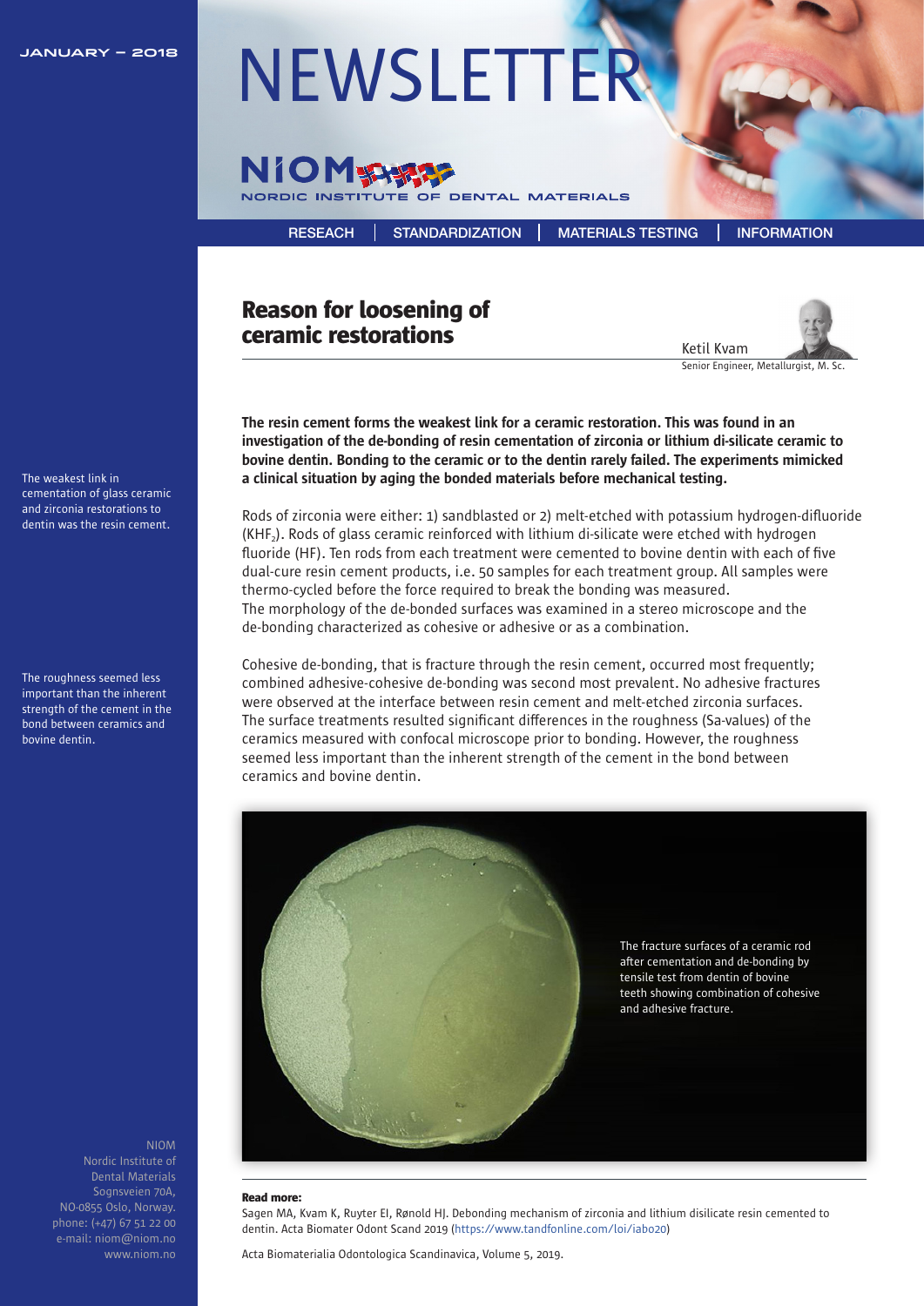JANUARY – 2018

# NEWSLETTER

NIOM
NORDIC INSTITUTE OF DENTAL MATERIALS

RESEACH | STANDARDIZATION | MATERIALS TESTING | INFORMATION

## Reason for loosening of ceramic restorations

Ketil Kvam
Senior Engineer, Metallurgist, M. Sc.

The weakest link in cementation of glass ceramic and zirconia restorations to dentin was the resin cement.

The roughness seemed less important than the inherent strength of the cement in the bond between ceramics and bovine dentin.

**The resin cement forms the weakest link for a ceramic restoration. This was found in an investigation of the de-bonding of resin cementation of zirconia or lithium di-silicate ceramic to bovine dentin. Bonding to the ceramic or to the dentin rarely failed. The experiments mimicked a clinical situation by aging the bonded materials before mechanical testing.**

Rods of zirconia were either: 1) sandblasted or 2) melt-etched with potassium hydrogen-difluoride ($KHF_2$). Rods of glass ceramic reinforced with lithium di-silicate were etched with hydrogen fluoride (HF). Ten rods from each treatment were cemented to bovine dentin with each of five dual-cure resin cement products, i.e. 50 samples for each treatment group. All samples were thermo-cycled before the force required to break the bonding was measured.
The morphology of the de-bonded surfaces was examined in a stereo microscope and the de-bonding characterized as cohesive or adhesive or as a combination.

Cohesive de-bonding, that is fracture through the resin cement, occurred most frequently; combined adhesive-cohesive de-bonding was second most prevalent. No adhesive fractures were observed at the interface between resin cement and melt-etched zirconia surfaces. The surface treatments resulted significant differences in the roughness (Sa-values) of the ceramics measured with confocal microscope prior to bonding. However, the roughness seemed less important than the inherent strength of the cement in the bond between ceramics and bovine dentin.

The fracture surfaces of a ceramic rod after cementation and de-bonding by tensile test from dentin of bovine teeth showing combination of cohesive and adhesive fracture.

**Read more:**
Sagen MA, Kvam K, Ruyter EI, Rønold HJ. Debonding mechanism of zirconia and lithium disilicate resin cemented to dentin. Acta Biomater Odont Scand 2019 (https://www.tandfonline.com/loi/iabo20)

Acta Biomaterialia Odontologica Scandinavica, Volume 5, 2019.

NIOM
Nordic Institute of Dental Materials
Sognsveien 70A,
NO-0855 Oslo, Norway.
phone: (+47) 67 51 22 00
e-mail: niom@niom.no
www.niom.no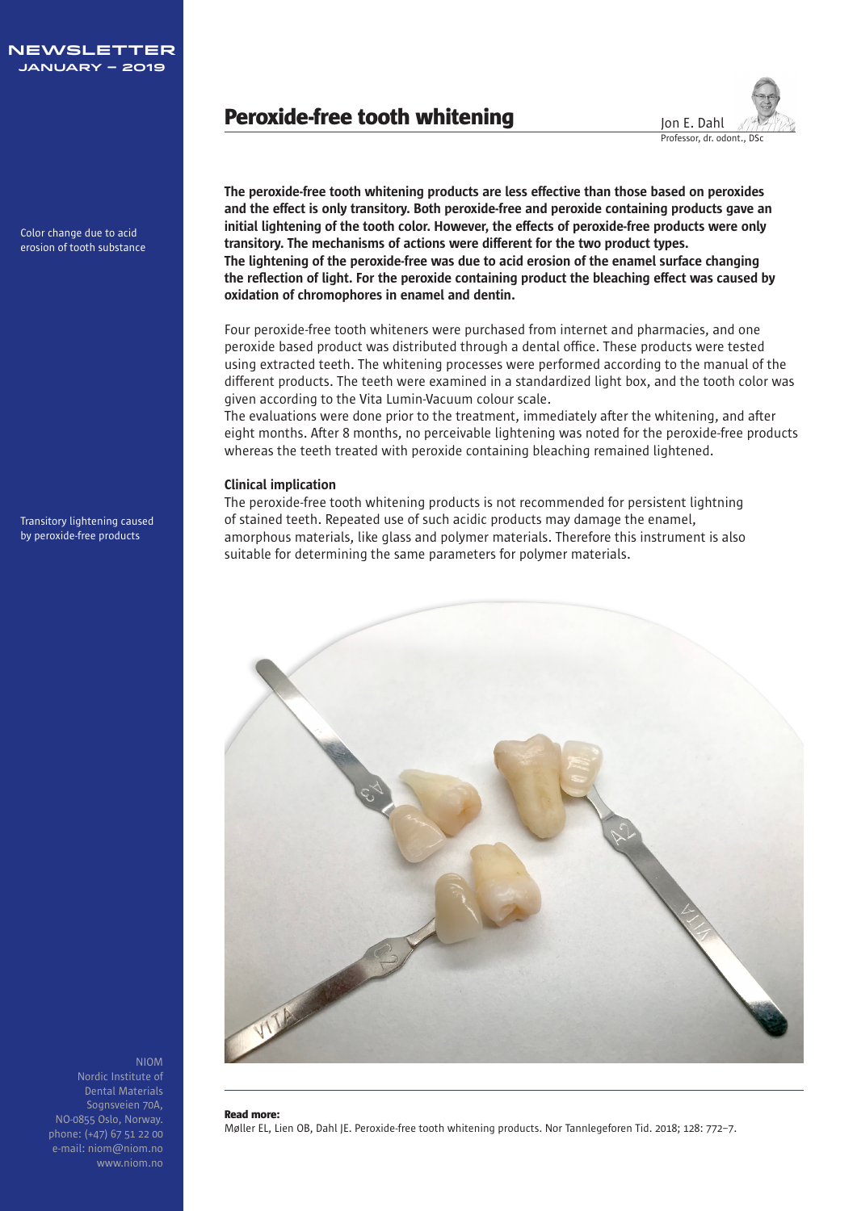# Peroxide-free tooth whitening

Jon E. Dahl
Professor, dr. odont., DSc

**The peroxide-free tooth whitening products are less effective than those based on peroxides and the effect is only transitory. Both peroxide-free and peroxide containing products gave an initial lightening of the tooth color. However, the effects of peroxide-free products were only transitory. The mechanisms of actions were different for the two product types. The lightening of the peroxide-free was due to acid erosion of the enamel surface changing the reflection of light. For the peroxide containing product the bleaching effect was caused by oxidation of chromophores in enamel and dentin.**

Color change due to acid erosion of tooth substance

Four peroxide-free tooth whiteners were purchased from internet and pharmacies, and one peroxide based product was distributed through a dental office. These products were tested using extracted teeth. The whitening processes were performed according to the manual of the different products. The teeth were examined in a standardized light box, and the tooth color was given according to the Vita Lumin-Vacuum colour scale.
The evaluations were done prior to the treatment, immediately after the whitening, and after eight months. After 8 months, no perceivable lightening was noted for the peroxide-free products whereas the teeth treated with peroxide containing bleaching remained lightened.

Transitory lightening caused by peroxide-free products

### Clinical implication

The peroxide-free tooth whitening products is not recommended for persistent lightning of stained teeth. Repeated use of such acidic products may damage the enamel, amorphous materials, like glass and polymer materials. Therefore this instrument is also suitable for determining the same parameters for polymer materials.

**Read more:**
Møller EL, Lien OB, Dahl JE. Peroxide-free tooth whitening products. Nor Tannlegeforen Tid. 2018; 128: 772–7.

NIOM
Nordic Institute of Dental Materials
Sognsveien 70A,
NO-0855 Oslo, Norway.
phone: (+47) 67 51 22 00
e-mail: niom@niom.no
www.niom.no